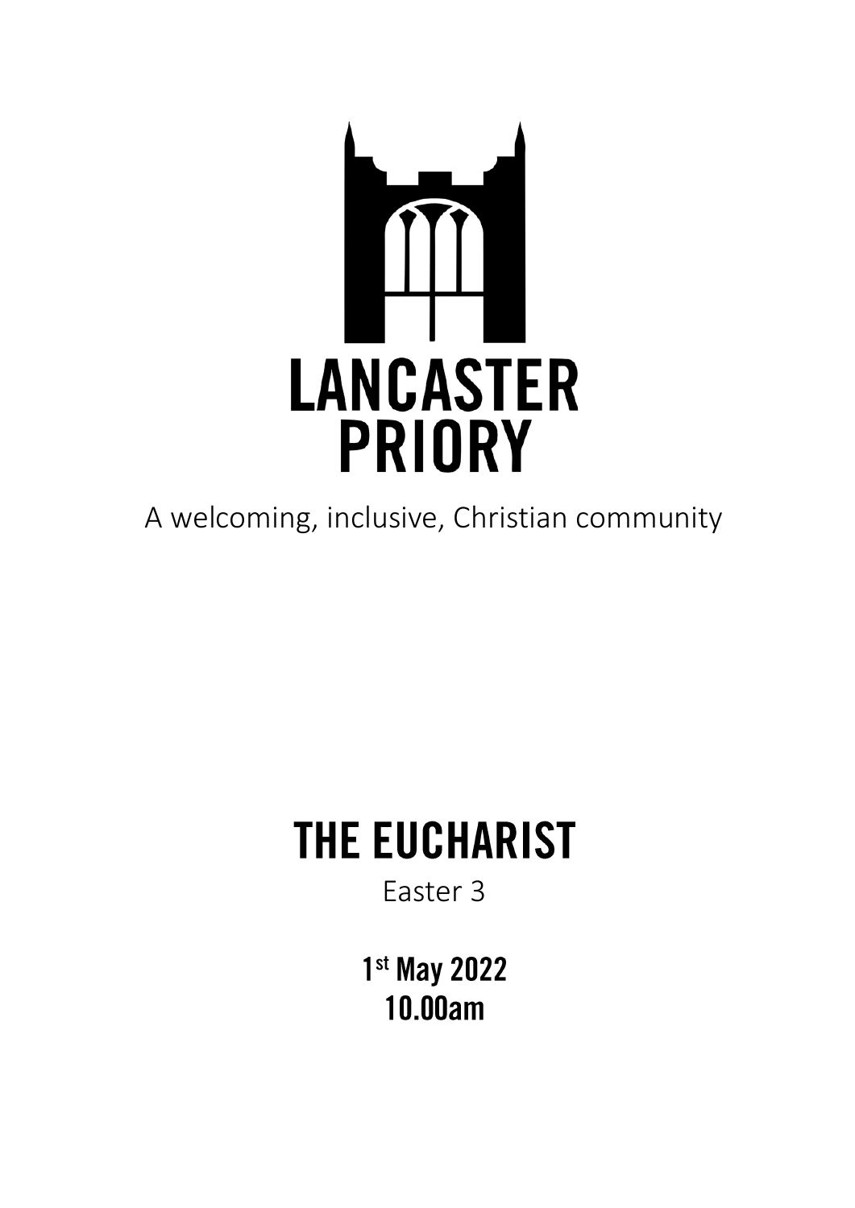# LANCASTER PRIORY

A welcoming, inclusive, Christian community

# THE EUCHARIST

Easter 3

**1st May 2022**
**10.00am**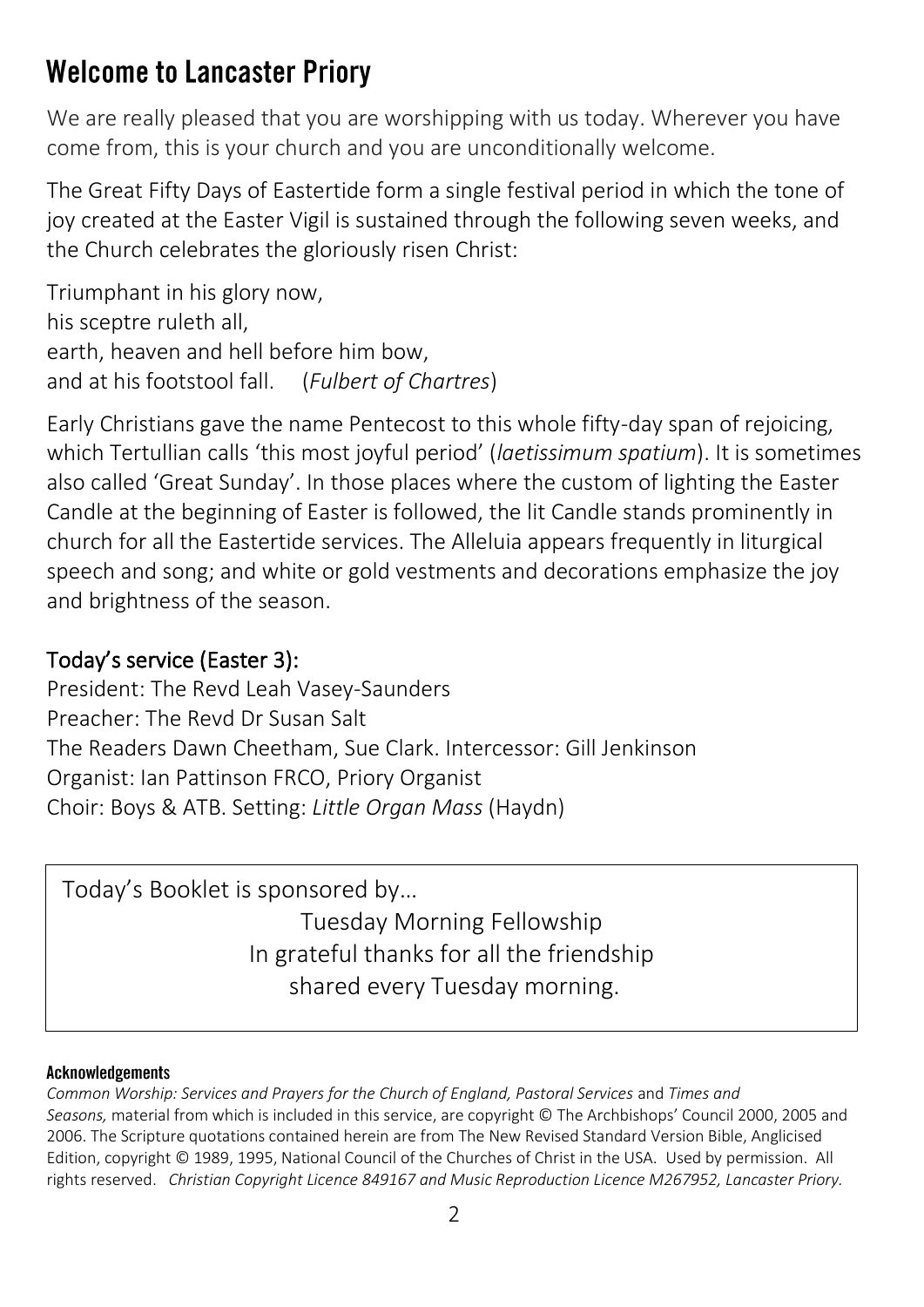# Welcome to Lancaster Priory

We are really pleased that you are worshipping with us today. Wherever you have come from, this is your church and you are unconditionally welcome.

The Great Fifty Days of Eastertide form a single festival period in which the tone of joy created at the Easter Vigil is sustained through the following seven weeks, and the Church celebrates the gloriously risen Christ:

Triumphant in his glory now,  
his sceptre ruleth all,  
earth, heaven and hell before him bow,  
and at his footstool fall. (*Fulbert of Chartres*)

Early Christians gave the name Pentecost to this whole fifty-day span of rejoicing, which Tertullian calls 'this most joyful period' (*laetissimum spatium*). It is sometimes also called 'Great Sunday'. In those places where the custom of lighting the Easter Candle at the beginning of Easter is followed, the lit Candle stands prominently in church for all the Eastertide services. The Alleluia appears frequently in liturgical speech and song; and white or gold vestments and decorations emphasize the joy and brightness of the season.

## Today's service (Easter 3):

President: The Revd Leah Vasey-Saunders  
Preacher: The Revd Dr Susan Salt  
The Readers Dawn Cheetham, Sue Clark. Intercessor: Gill Jenkinson  
Organist: Ian Pattinson FRCO, Priory Organist  
Choir: Boys & ATB. Setting: *Little Organ Mass* (Haydn)

Today's Booklet is sponsored by…

Tuesday Morning Fellowship  
In grateful thanks for all the friendship  
shared every Tuesday morning.

#### Acknowledgements

*Common Worship: Services and Prayers for the Church of England, Pastoral Services* and *Times and Seasons,* material from which is included in this service, are copyright © The Archbishops' Council 2000, 2005 and 2006. The Scripture quotations contained herein are from The New Revised Standard Version Bible, Anglicised Edition, copyright © 1989, 1995, National Council of the Churches of Christ in the USA. Used by permission. All rights reserved. *Christian Copyright Licence 849167 and Music Reproduction Licence M267952, Lancaster Priory.*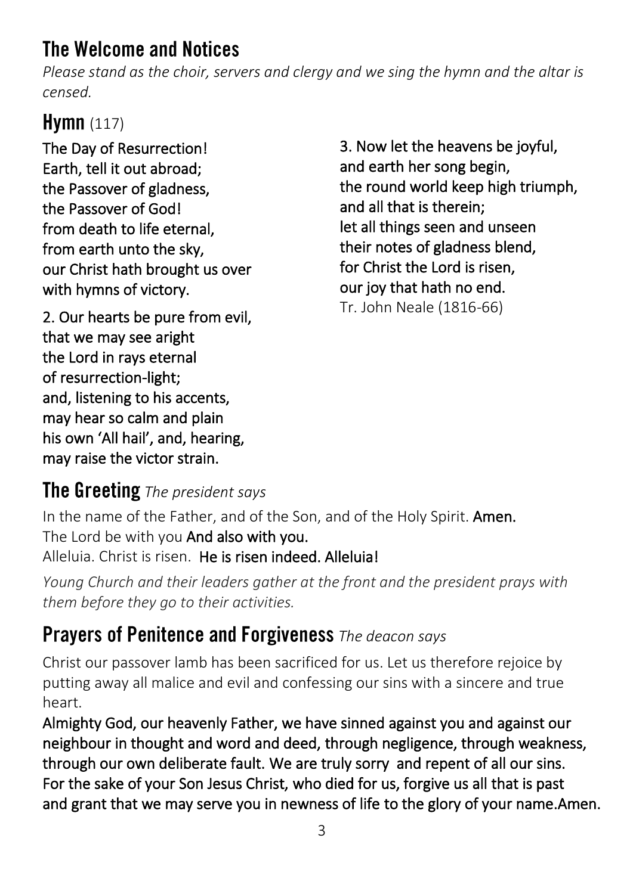## The Welcome and Notices

*Please stand as the choir, servers and clergy and we sing the hymn and the altar is censed.*

## Hymn (117)

**The Day of Resurrection!**
**Earth, tell it out abroad;**
**the Passover of gladness,**
**the Passover of God!**
**from death to life eternal,**
**from earth unto the sky,**
**our Christ hath brought us over**
**with hymns of victory.**

**2. Our hearts be pure from evil,**
**that we may see aright**
**the Lord in rays eternal**
**of resurrection-light;**
**and, listening to his accents,**
**may hear so calm and plain**
**his own 'All hail', and, hearing,**
**may raise the victor strain.**

**3. Now let the heavens be joyful,**
**and earth her song begin,**
**the round world keep high triumph,**
**and all that is therein;**
**let all things seen and unseen**
**their notes of gladness blend,**
**for Christ the Lord is risen,**
**our joy that hath no end.**
Tr. John Neale (1816-66)

## The Greeting *The president says*

In the name of the Father, and of the Son, and of the Holy Spirit. **Amen.**
The Lord be with you **And also with you.**
Alleluia. Christ is risen. **He is risen indeed. Alleluia!**

*Young Church and their leaders gather at the front and the president prays with them before they go to their activities.*

## Prayers of Penitence and Forgiveness *The deacon says*

Christ our passover lamb has been sacrificed for us. Let us therefore rejoice by putting away all malice and evil and confessing our sins with a sincere and true heart.

**Almighty God, our heavenly Father, we have sinned against you and against our neighbour in thought and word and deed, through negligence, through weakness, through our own deliberate fault. We are truly sorry and repent of all our sins. For the sake of your Son Jesus Christ, who died for us, forgive us all that is past and grant that we may serve you in newness of life to the glory of your name.Amen.**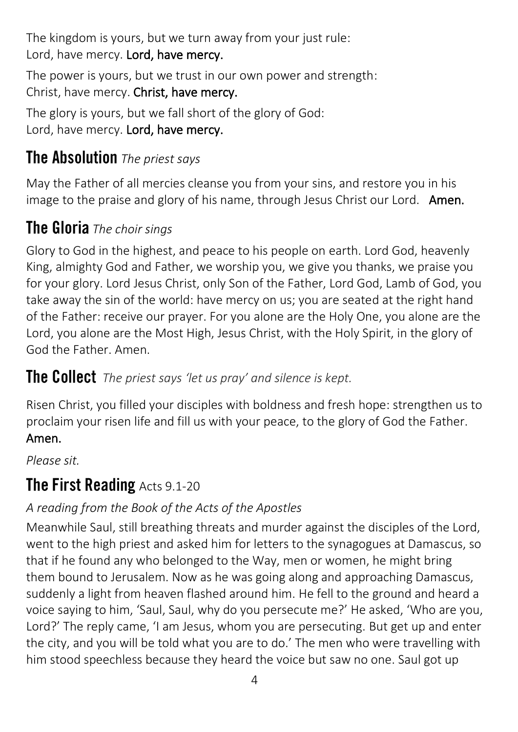The kingdom is yours, but we turn away from your just rule:
Lord, have mercy. **Lord, have mercy.**

The power is yours, but we trust in our own power and strength:
Christ, have mercy. **Christ, have mercy.**

The glory is yours, but we fall short of the glory of God:
Lord, have mercy. **Lord, have mercy.**

## The Absolution *The priest says*

May the Father of all mercies cleanse you from your sins, and restore you in his image to the praise and glory of his name, through Jesus Christ our Lord. **Amen.**

## The Gloria *The choir sings*

Glory to God in the highest, and peace to his people on earth. Lord God, heavenly King, almighty God and Father, we worship you, we give you thanks, we praise you for your glory. Lord Jesus Christ, only Son of the Father, Lord God, Lamb of God, you take away the sin of the world: have mercy on us; you are seated at the right hand of the Father: receive our prayer. For you alone are the Holy One, you alone are the Lord, you alone are the Most High, Jesus Christ, with the Holy Spirit, in the glory of God the Father. Amen.

## The Collect *The priest says 'let us pray' and silence is kept.*

Risen Christ, you filled your disciples with boldness and fresh hope: strengthen us to proclaim your risen life and fill us with your peace, to the glory of God the Father.
**Amen.**

*Please sit.*

## The First Reading Acts 9.1-20

*A reading from the Book of the Acts of the Apostles*

Meanwhile Saul, still breathing threats and murder against the disciples of the Lord, went to the high priest and asked him for letters to the synagogues at Damascus, so that if he found any who belonged to the Way, men or women, he might bring them bound to Jerusalem. Now as he was going along and approaching Damascus, suddenly a light from heaven flashed around him. He fell to the ground and heard a voice saying to him, 'Saul, Saul, why do you persecute me?' He asked, 'Who are you, Lord?' The reply came, 'I am Jesus, whom you are persecuting. But get up and enter the city, and you will be told what you are to do.' The men who were travelling with him stood speechless because they heard the voice but saw no one. Saul got up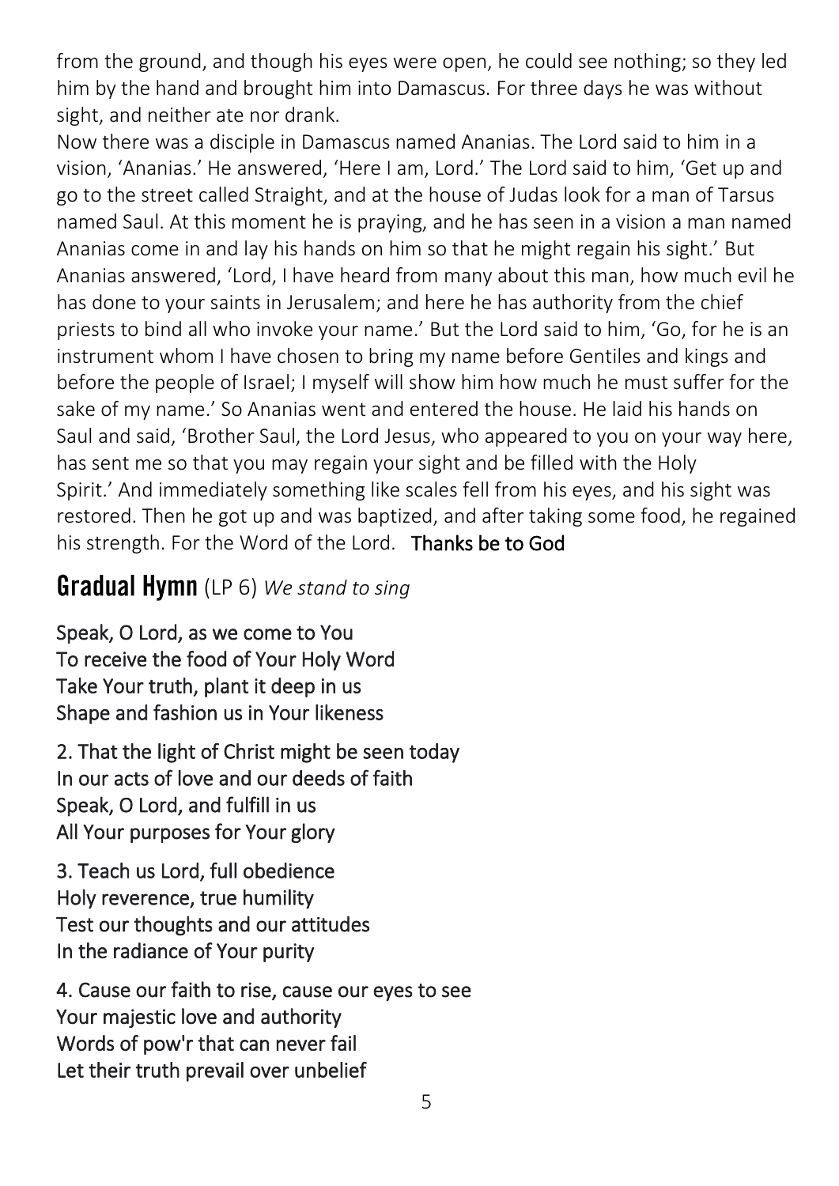from the ground, and though his eyes were open, he could see nothing; so they led him by the hand and brought him into Damascus. For three days he was without sight, and neither ate nor drank.

Now there was a disciple in Damascus named Ananias. The Lord said to him in a vision, 'Ananias.' He answered, 'Here I am, Lord.' The Lord said to him, 'Get up and go to the street called Straight, and at the house of Judas look for a man of Tarsus named Saul. At this moment he is praying, and he has seen in a vision a man named Ananias come in and lay his hands on him so that he might regain his sight.' But Ananias answered, 'Lord, I have heard from many about this man, how much evil he has done to your saints in Jerusalem; and here he has authority from the chief priests to bind all who invoke your name.' But the Lord said to him, 'Go, for he is an instrument whom I have chosen to bring my name before Gentiles and kings and before the people of Israel; I myself will show him how much he must suffer for the sake of my name.' So Ananias went and entered the house. He laid his hands on Saul and said, 'Brother Saul, the Lord Jesus, who appeared to you on your way here, has sent me so that you may regain your sight and be filled with the Holy Spirit.' And immediately something like scales fell from his eyes, and his sight was restored. Then he got up and was baptized, and after taking some food, he regained his strength. For the Word of the Lord. **Thanks be to God**

## Gradual Hymn (LP 6) *We stand to sing*

**Speak, O Lord, as we come to You
To receive the food of Your Holy Word
Take Your truth, plant it deep in us
Shape and fashion us in Your likeness**

**2. That the light of Christ might be seen today
In our acts of love and our deeds of faith
Speak, O Lord, and fulfill in us
All Your purposes for Your glory**

**3. Teach us Lord, full obedience
Holy reverence, true humility
Test our thoughts and our attitudes
In the radiance of Your purity**

**4. Cause our faith to rise, cause our eyes to see
Your majestic love and authority
Words of pow'r that can never fail
Let their truth prevail over unbelief**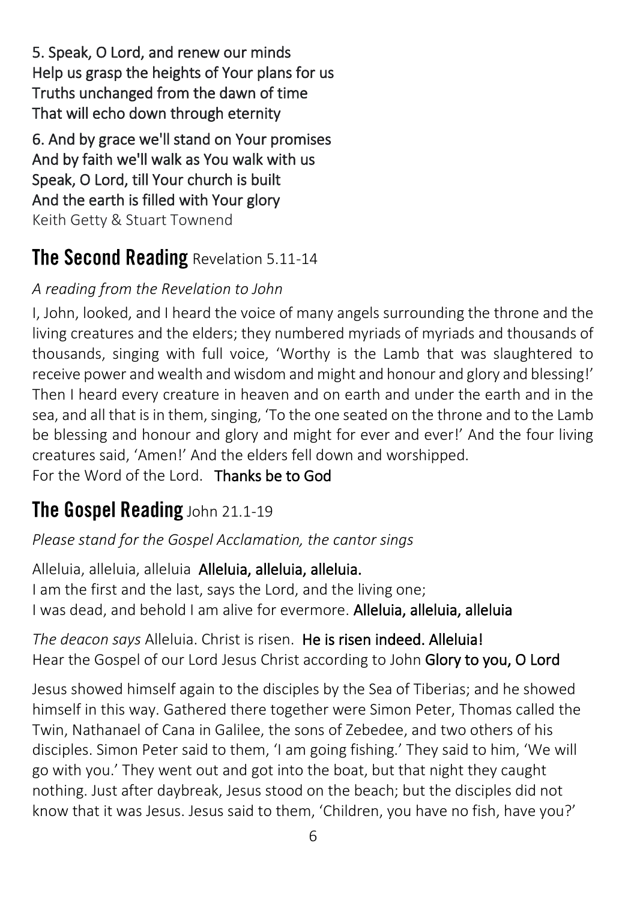**5. Speak, O Lord, and renew our minds**
**Help us grasp the heights of Your plans for us**
**Truths unchanged from the dawn of time**
**That will echo down through eternity**

**6. And by grace we'll stand on Your promises**
**And by faith we'll walk as You walk with us**
**Speak, O Lord, till Your church is built**
**And the earth is filled with Your glory**
Keith Getty & Stuart Townend

## The Second Reading Revelation 5.11-14

*A reading from the Revelation to John*

I, John, looked, and I heard the voice of many angels surrounding the throne and the living creatures and the elders; they numbered myriads of myriads and thousands of thousands, singing with full voice, 'Worthy is the Lamb that was slaughtered to receive power and wealth and wisdom and might and honour and glory and blessing!' Then I heard every creature in heaven and on earth and under the earth and in the sea, and all that is in them, singing, 'To the one seated on the throne and to the Lamb be blessing and honour and glory and might for ever and ever!' And the four living creatures said, 'Amen!' And the elders fell down and worshipped.
For the Word of the Lord. **Thanks be to God**

## The Gospel Reading John 21.1-19

*Please stand for the Gospel Acclamation, the cantor sings*

Alleluia, alleluia, alleluia **Alleluia, alleluia, alleluia.**
I am the first and the last, says the Lord, and the living one;
I was dead, and behold I am alive for evermore. **Alleluia, alleluia, alleluia**

*The deacon says* Alleluia. Christ is risen. **He is risen indeed. Alleluia!**
Hear the Gospel of our Lord Jesus Christ according to John **Glory to you, O Lord**

Jesus showed himself again to the disciples by the Sea of Tiberias; and he showed himself in this way. Gathered there together were Simon Peter, Thomas called the Twin, Nathanael of Cana in Galilee, the sons of Zebedee, and two others of his disciples. Simon Peter said to them, 'I am going fishing.' They said to him, 'We will go with you.' They went out and got into the boat, but that night they caught nothing. Just after daybreak, Jesus stood on the beach; but the disciples did not know that it was Jesus. Jesus said to them, 'Children, you have no fish, have you?'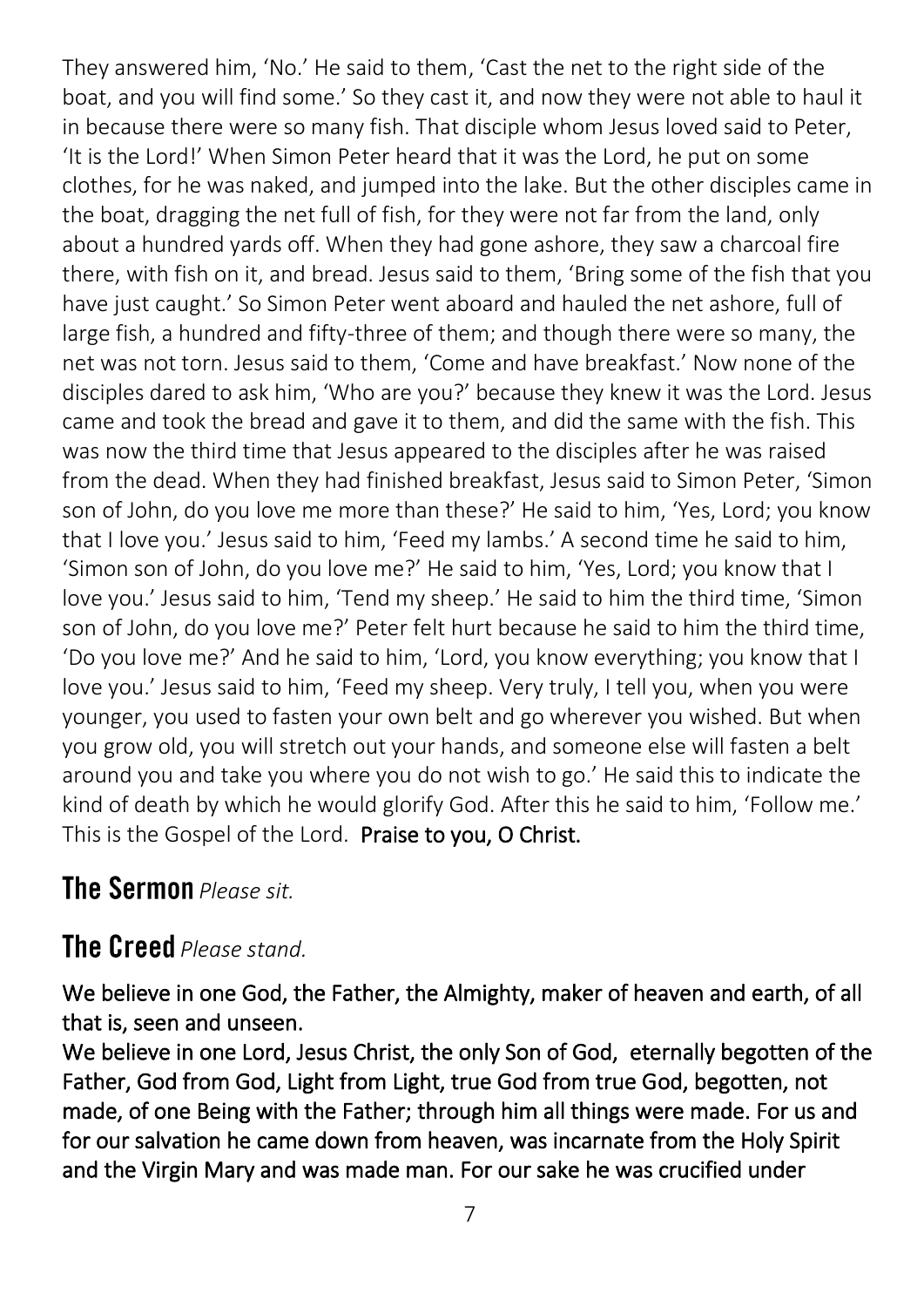They answered him, 'No.' He said to them, 'Cast the net to the right side of the boat, and you will find some.' So they cast it, and now they were not able to haul it in because there were so many fish. That disciple whom Jesus loved said to Peter, 'It is the Lord!' When Simon Peter heard that it was the Lord, he put on some clothes, for he was naked, and jumped into the lake. But the other disciples came in the boat, dragging the net full of fish, for they were not far from the land, only about a hundred yards off. When they had gone ashore, they saw a charcoal fire there, with fish on it, and bread. Jesus said to them, 'Bring some of the fish that you have just caught.' So Simon Peter went aboard and hauled the net ashore, full of large fish, a hundred and fifty-three of them; and though there were so many, the net was not torn. Jesus said to them, 'Come and have breakfast.' Now none of the disciples dared to ask him, 'Who are you?' because they knew it was the Lord. Jesus came and took the bread and gave it to them, and did the same with the fish. This was now the third time that Jesus appeared to the disciples after he was raised from the dead. When they had finished breakfast, Jesus said to Simon Peter, 'Simon son of John, do you love me more than these?' He said to him, 'Yes, Lord; you know that I love you.' Jesus said to him, 'Feed my lambs.' A second time he said to him, 'Simon son of John, do you love me?' He said to him, 'Yes, Lord; you know that I love you.' Jesus said to him, 'Tend my sheep.' He said to him the third time, 'Simon son of John, do you love me?' Peter felt hurt because he said to him the third time, 'Do you love me?' And he said to him, 'Lord, you know everything; you know that I love you.' Jesus said to him, 'Feed my sheep. Very truly, I tell you, when you were younger, you used to fasten your own belt and go wherever you wished. But when you grow old, you will stretch out your hands, and someone else will fasten a belt around you and take you where you do not wish to go.' He said this to indicate the kind of death by which he would glorify God. After this he said to him, 'Follow me.' This is the Gospel of the Lord. **Praise to you, O Christ.**

## The Sermon *Please sit.*

## The Creed *Please stand.*

**We believe in one God, the Father, the Almighty, maker of heaven and earth, of all that is, seen and unseen.**
**We believe in one Lord, Jesus Christ, the only Son of God, eternally begotten of the Father, God from God, Light from Light, true God from true God, begotten, not made, of one Being with the Father; through him all things were made. For us and for our salvation he came down from heaven, was incarnate from the Holy Spirit and the Virgin Mary and was made man. For our sake he was crucified under**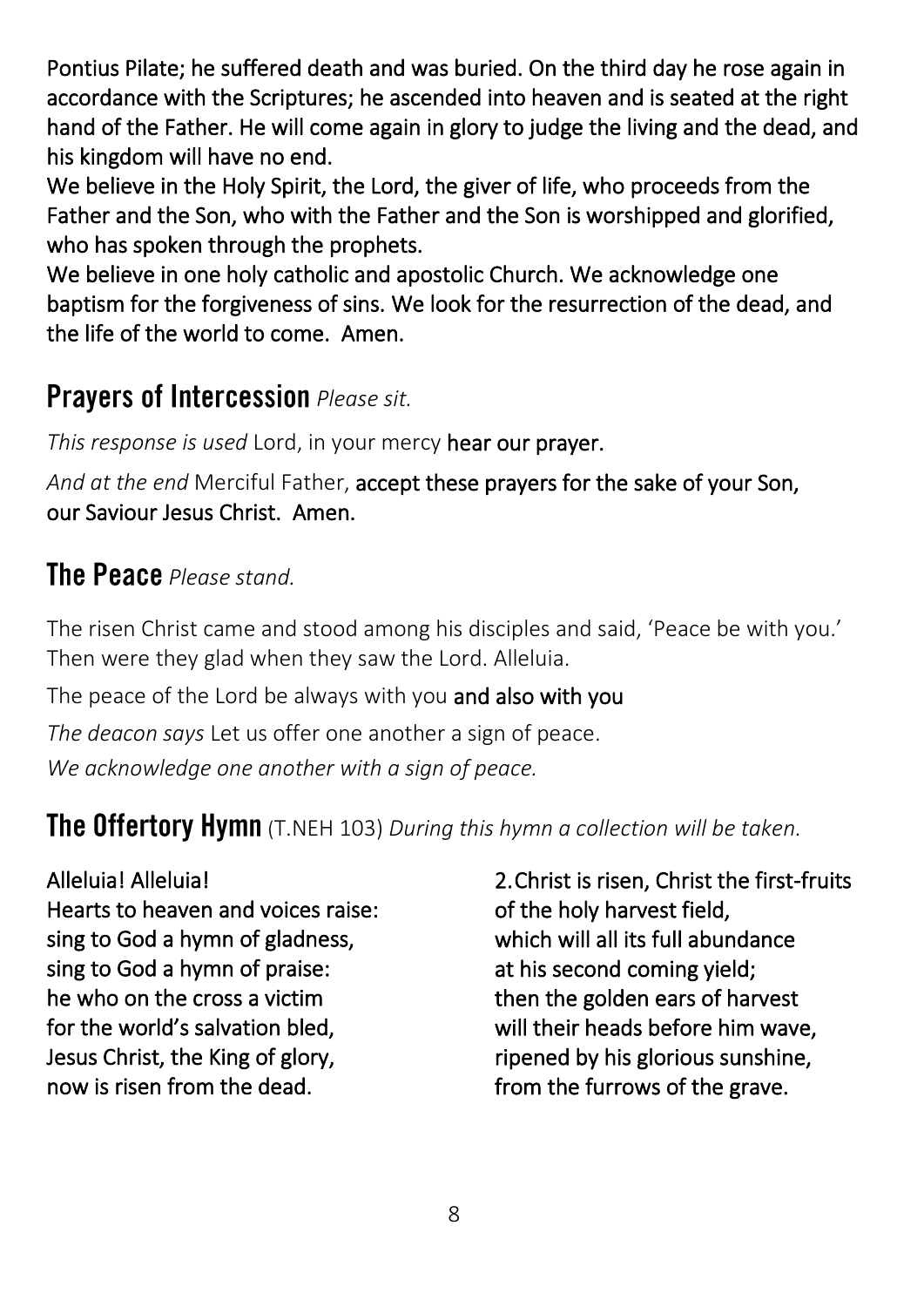**Pontius Pilate; he suffered death and was buried. On the third day he rose again in accordance with the Scriptures; he ascended into heaven and is seated at the right hand of the Father. He will come again in glory to judge the living and the dead, and his kingdom will have no end.**
**We believe in the Holy Spirit, the Lord, the giver of life, who proceeds from the Father and the Son, who with the Father and the Son is worshipped and glorified, who has spoken through the prophets.**
**We believe in one holy catholic and apostolic Church. We acknowledge one baptism for the forgiveness of sins. We look for the resurrection of the dead, and the life of the world to come. Amen.**

## Prayers of Intercession *Please sit.*

*This response is used* Lord, in your mercy **hear our prayer.**

*And at the end* Merciful Father, **accept these prayers for the sake of your Son, our Saviour Jesus Christ. Amen.**

## The Peace *Please stand.*

The risen Christ came and stood among his disciples and said, 'Peace be with you.' Then were they glad when they saw the Lord. Alleluia.

The peace of the Lord be always with you **and also with you**

*The deacon says* Let us offer one another a sign of peace.

*We acknowledge one another with a sign of peace.*

## The Offertory Hymn (T.NEH 103) *During this hymn a collection will be taken.*

**Alleluia! Alleluia!
Hearts to heaven and voices raise:
sing to God a hymn of gladness,
sing to God a hymn of praise:
he who on the cross a victim
for the world's salvation bled,
Jesus Christ, the King of glory,
now is risen from the dead.**

**2.Christ is risen, Christ the first-fruits
of the holy harvest field,
which will all its full abundance
at his second coming yield;
then the golden ears of harvest
will their heads before him wave,
ripened by his glorious sunshine,
from the furrows of the grave.**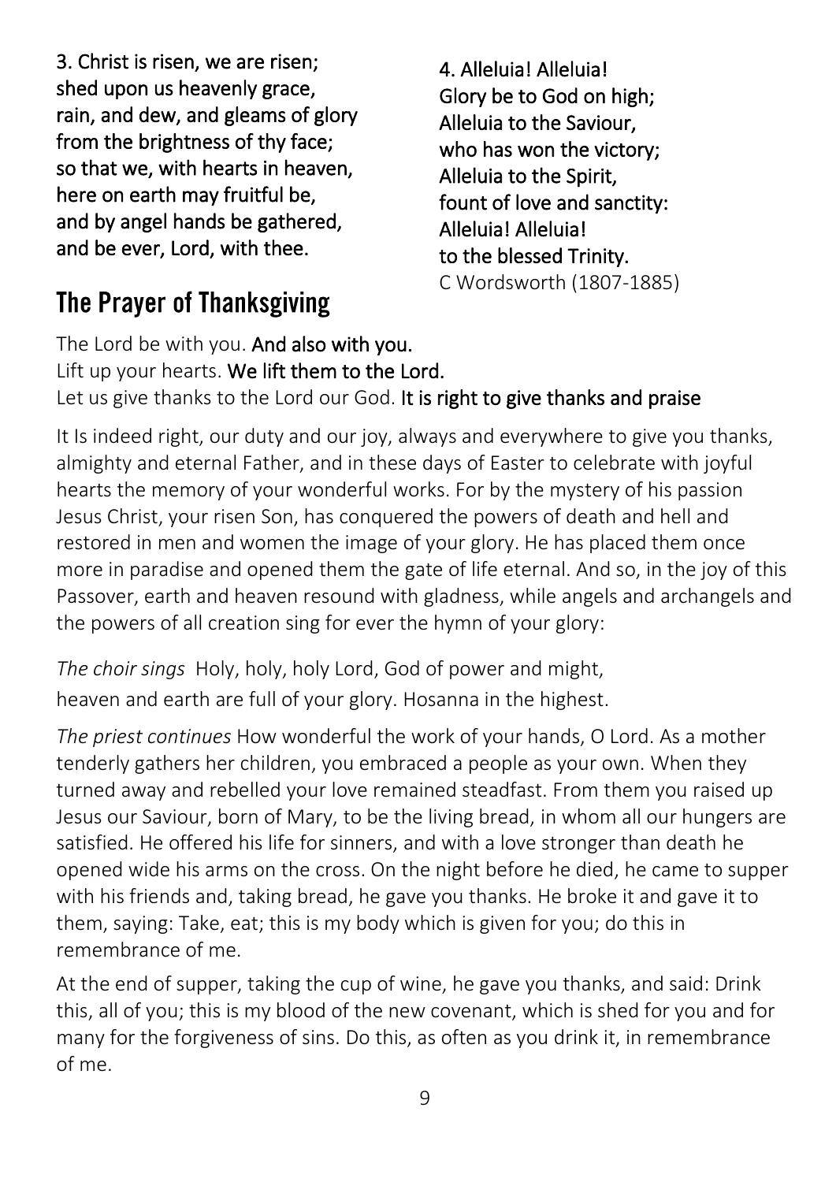**3. Christ is risen, we are risen;**
**shed upon us heavenly grace,**
**rain, and dew, and gleams of glory**
**from the brightness of thy face;**
**so that we, with hearts in heaven,**
**here on earth may fruitful be,**
**and by angel hands be gathered,**
**and be ever, Lord, with thee.**

**4. Alleluia! Alleluia!**
**Glory be to God on high;**
**Alleluia to the Saviour,**
**who has won the victory;**
**Alleluia to the Spirit,**
**fount of love and sanctity:**
**Alleluia! Alleluia!**
**to the blessed Trinity.**
C Wordsworth (1807-1885)

## The Prayer of Thanksgiving

The Lord be with you. **And also with you.**
Lift up your hearts. **We lift them to the Lord.**
Let us give thanks to the Lord our God. **It is right to give thanks and praise**

It Is indeed right, our duty and our joy, always and everywhere to give you thanks, almighty and eternal Father, and in these days of Easter to celebrate with joyful hearts the memory of your wonderful works. For by the mystery of his passion Jesus Christ, your risen Son, has conquered the powers of death and hell and restored in men and women the image of your glory. He has placed them once more in paradise and opened them the gate of life eternal. And so, in the joy of this Passover, earth and heaven resound with gladness, while angels and archangels and the powers of all creation sing for ever the hymn of your glory:

*The choir sings* Holy, holy, holy Lord, God of power and might, heaven and earth are full of your glory. Hosanna in the highest.

*The priest continues* How wonderful the work of your hands, O Lord. As a mother tenderly gathers her children, you embraced a people as your own. When they turned away and rebelled your love remained steadfast. From them you raised up Jesus our Saviour, born of Mary, to be the living bread, in whom all our hungers are satisfied. He offered his life for sinners, and with a love stronger than death he opened wide his arms on the cross. On the night before he died, he came to supper with his friends and, taking bread, he gave you thanks. He broke it and gave it to them, saying: Take, eat; this is my body which is given for you; do this in remembrance of me.

At the end of supper, taking the cup of wine, he gave you thanks, and said: Drink this, all of you; this is my blood of the new covenant, which is shed for you and for many for the forgiveness of sins. Do this, as often as you drink it, in remembrance of me.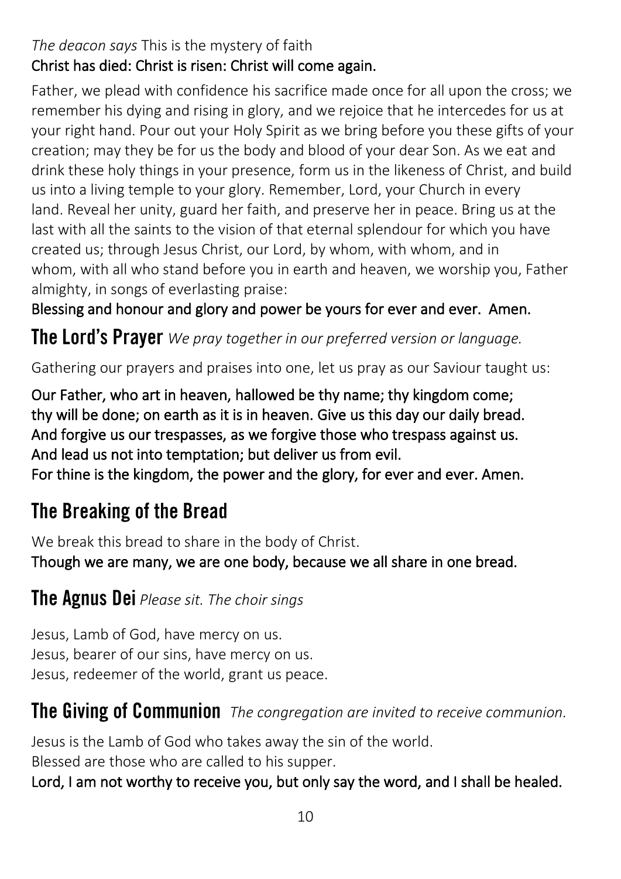*The deacon says* This is the mystery of faith
**Christ has died: Christ is risen: Christ will come again.**

Father, we plead with confidence his sacrifice made once for all upon the cross; we remember his dying and rising in glory, and we rejoice that he intercedes for us at your right hand. Pour out your Holy Spirit as we bring before you these gifts of your creation; may they be for us the body and blood of your dear Son. As we eat and drink these holy things in your presence, form us in the likeness of Christ, and build us into a living temple to your glory. Remember, Lord, your Church in every land. Reveal her unity, guard her faith, and preserve her in peace. Bring us at the last with all the saints to the vision of that eternal splendour for which you have created us; through Jesus Christ, our Lord, by whom, with whom, and in whom, with all who stand before you in earth and heaven, we worship you, Father almighty, in songs of everlasting praise:
**Blessing and honour and glory and power be yours for ever and ever. Amen.**

## The Lord's Prayer *We pray together in our preferred version or language.*

Gathering our prayers and praises into one, let us pray as our Saviour taught us:

**Our Father, who art in heaven, hallowed be thy name; thy kingdom come;
thy will be done; on earth as it is in heaven. Give us this day our daily bread.
And forgive us our trespasses, as we forgive those who trespass against us.
And lead us not into temptation; but deliver us from evil.
For thine is the kingdom, the power and the glory, for ever and ever. Amen.**

## The Breaking of the Bread

We break this bread to share in the body of Christ.
**Though we are many, we are one body, because we all share in one bread.**

## The Agnus Dei *Please sit. The choir sings*

Jesus, Lamb of God, have mercy on us.
Jesus, bearer of our sins, have mercy on us.
Jesus, redeemer of the world, grant us peace.

## The Giving of Communion *The congregation are invited to receive communion.*

Jesus is the Lamb of God who takes away the sin of the world.
Blessed are those who are called to his supper.
**Lord, I am not worthy to receive you, but only say the word, and I shall be healed.**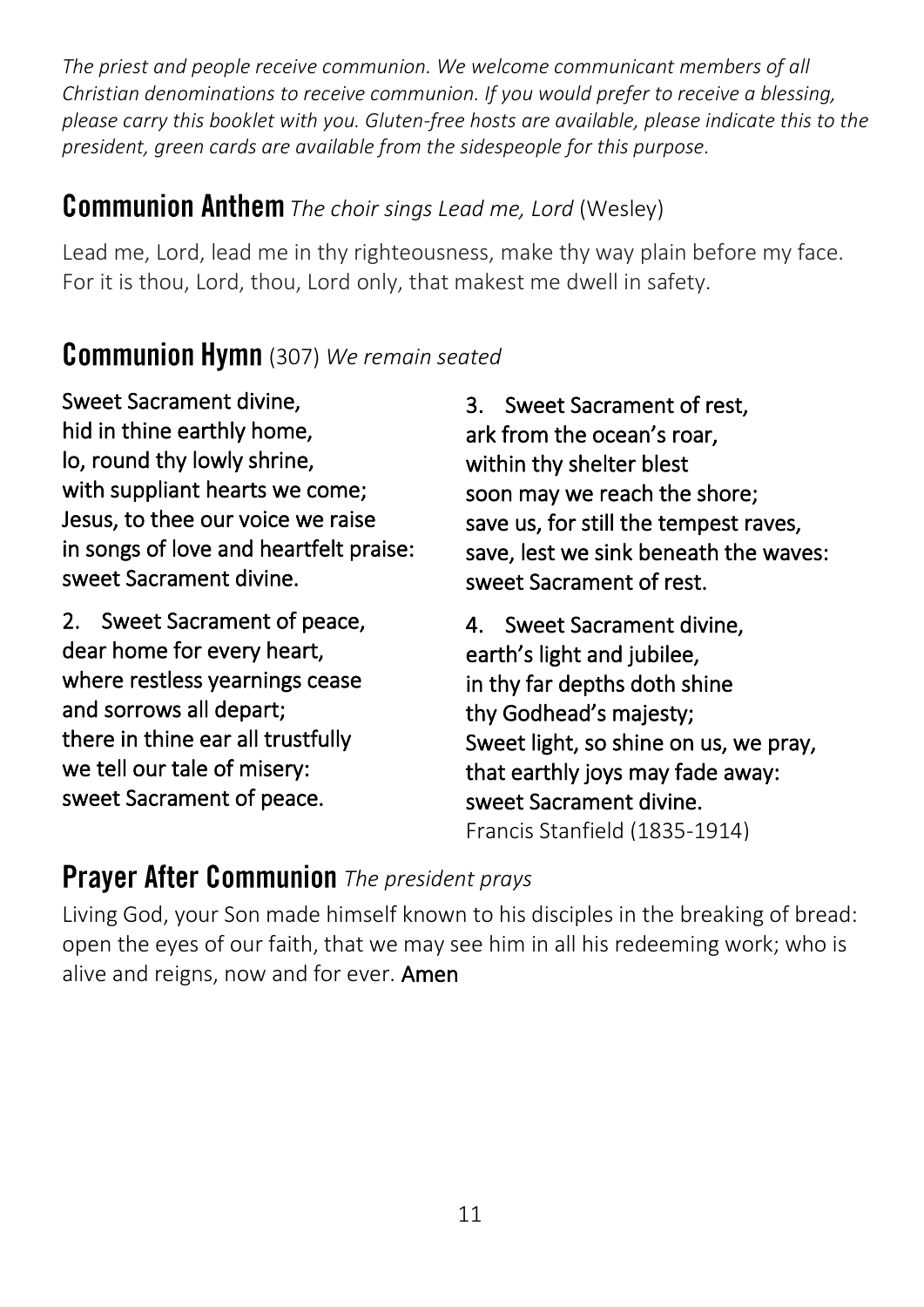*The priest and people receive communion. We welcome communicant members of all Christian denominations to receive communion. If you would prefer to receive a blessing, please carry this booklet with you. Gluten-free hosts are available, please indicate this to the president, green cards are available from the sidespeople for this purpose.*

## Communion Anthem *The choir sings Lead me, Lord* (Wesley)

Lead me, Lord, lead me in thy righteousness, make thy way plain before my face. For it is thou, Lord, thou, Lord only, that makest me dwell in safety.

## Communion Hymn (307) *We remain seated*

**Sweet Sacrament divine,
hid in thine earthly home,
lo, round thy lowly shrine,
with suppliant hearts we come;
Jesus, to thee our voice we raise
in songs of love and heartfelt praise:
sweet Sacrament divine.**

**2. Sweet Sacrament of peace,
dear home for every heart,
where restless yearnings cease
and sorrows all depart;
there in thine ear all trustfully
we tell our tale of misery:
sweet Sacrament of peace.**

**3. Sweet Sacrament of rest,
ark from the ocean's roar,
within thy shelter blest
soon may we reach the shore;
save us, for still the tempest raves,
save, lest we sink beneath the waves:
sweet Sacrament of rest.**

**4. Sweet Sacrament divine,
earth's light and jubilee,
in thy far depths doth shine
thy Godhead's majesty;
Sweet light, so shine on us, we pray,
that earthly joys may fade away:
sweet Sacrament divine.**

Francis Stanfield (1835-1914)

## Prayer After Communion *The president prays*

Living God, your Son made himself known to his disciples in the breaking of bread: open the eyes of our faith, that we may see him in all his redeeming work; who is alive and reigns, now and for ever. **Amen**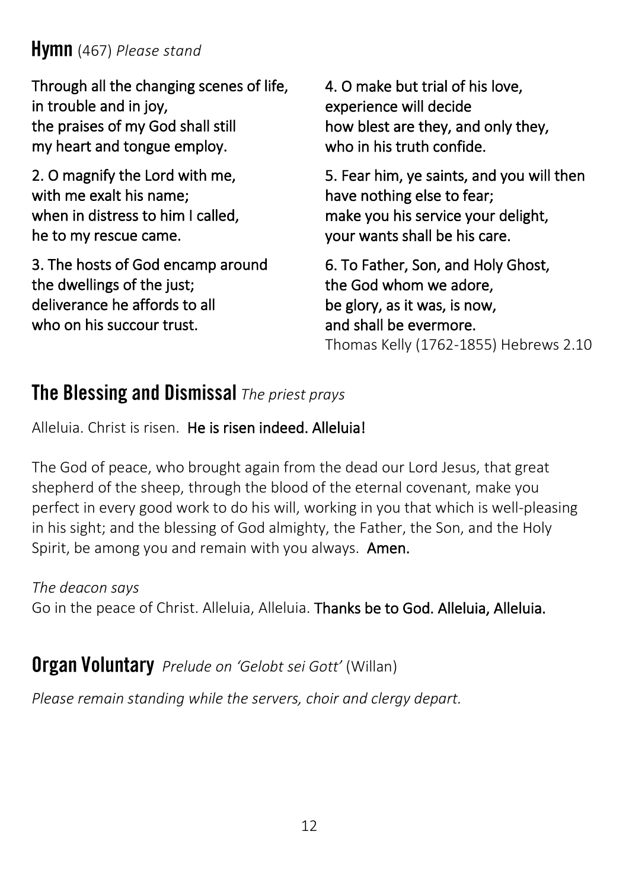## **Hymn** (467) *Please stand*

**Through all the changing scenes of life,
in trouble and in joy,
the praises of my God shall still
my heart and tongue employ.**

**2. O magnify the Lord with me,
with me exalt his name;
when in distress to him I called,
he to my rescue came.**

**3. The hosts of God encamp around
the dwellings of the just;
deliverance he affords to all
who on his succour trust.**

**4. O make but trial of his love,
experience will decide
how blest are they, and only they,
who in his truth confide.**

**5. Fear him, ye saints, and you will then
have nothing else to fear;
make you his service your delight,
your wants shall be his care.**

**6. To Father, Son, and Holy Ghost,
the God whom we adore,
be glory, as it was, is now,
and shall be evermore.**

Thomas Kelly (1762-1855) Hebrews 2.10

## **The Blessing and Dismissal** *The priest prays*

Alleluia. Christ is risen. **He is risen indeed. Alleluia!**

The God of peace, who brought again from the dead our Lord Jesus, that great shepherd of the sheep, through the blood of the eternal covenant, make you perfect in every good work to do his will, working in you that which is well-pleasing in his sight; and the blessing of God almighty, the Father, the Son, and the Holy Spirit, be among you and remain with you always. **Amen.**

*The deacon says*
Go in the peace of Christ. Alleluia, Alleluia. **Thanks be to God. Alleluia, Alleluia.**

## **Organ Voluntary** *Prelude on 'Gelobt sei Gott'* (Willan)

*Please remain standing while the servers, choir and clergy depart.*